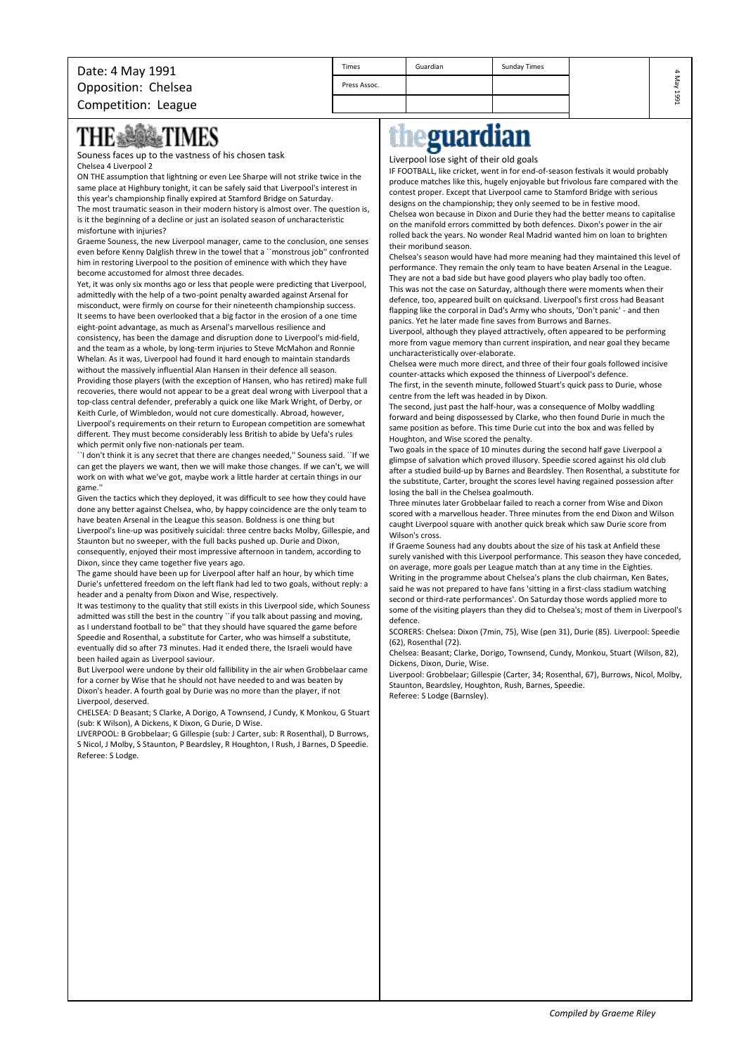Date: 4 May 1991
Opposition: Chelsea
Competition: League

| Times | Guardian | Sunday Times |
|---|---|---|
| Press Assoc. | | |
| | | |

# THE TIMES

Souness faces up to the vastness of his chosen task

Chelsea 4 Liverpool 2

ON THE assumption that lightning or even Lee Sharpe will not strike twice in the same place at Highbury tonight, it can be safely said that Liverpool's interest in this year's championship finally expired at Stamford Bridge on Saturday.

The most traumatic season in their modern history is almost over. The question is, is it the beginning of a decline or just an isolated season of uncharacteristic misfortune with injuries?

Graeme Souness, the new Liverpool manager, came to the conclusion, one senses even before Kenny Dalglish threw in the towel that a ``monstrous job'' confronted him in restoring Liverpool to the position of eminence with which they have become accustomed for almost three decades.

Yet, it was only six months ago or less that people were predicting that Liverpool, admittedly with the help of a two-point penalty awarded against Arsenal for misconduct, were firmly on course for their nineteenth championship success.

It seems to have been overlooked that a big factor in the erosion of a one time eight-point advantage, as much as Arsenal's marvellous resilience and consistency, has been the damage and disruption done to Liverpool's mid-field, and the team as a whole, by long-term injuries to Steve McMahon and Ronnie Whelan. As it was, Liverpool had found it hard enough to maintain standards without the massively influential Alan Hansen in their defence all season.

Providing those players (with the exception of Hansen, who has retired) make full recoveries, there would not appear to be a great deal wrong with Liverpool that a top-class central defender, preferably a quick one like Mark Wright, of Derby, or Keith Curle, of Wimbledon, would not cure domestically. Abroad, however, Liverpool's requirements on their return to European competition are somewhat different. They must become considerably less British to abide by Uefa's rules which permit only five non-nationals per team.

``I don't think it is any secret that there are changes needed,'' Souness said. ``If we can get the players we want, then we will make those changes. If we can't, we will work on with what we've got, maybe work a little harder at certain things in our game.''

Given the tactics which they deployed, it was difficult to see how they could have done any better against Chelsea, who, by happy coincidence are the only team to have beaten Arsenal in the League this season. Boldness is one thing but Liverpool's line-up was positively suicidal: three centre backs Molby, Gillespie, and Staunton but no sweeper, with the full backs pushed up. Durie and Dixon, consequently, enjoyed their most impressive afternoon in tandem, according to Dixon, since they came together five years ago.

The game should have been up for Liverpool after half an hour, by which time Durie's unfettered freedom on the left flank had led to two goals, without reply: a header and a penalty from Dixon and Wise, respectively.

It was testimony to the quality that still exists in this Liverpool side, which Souness admitted was still the best in the country ``if you talk about passing and moving, as I understand football to be'' that they should have squared the game before Speedie and Rosenthal, a substitute for Carter, who was himself a substitute, eventually did so after 73 minutes. Had it ended there, the Israeli would have been hailed again as Liverpool saviour.

But Liverpool were undone by their old fallibility in the air when Grobbelaar came for a corner by Wise that he should not have needed to and was beaten by Dixon's header. A fourth goal by Durie was no more than the player, if not Liverpool, deserved.

CHELSEA: D Beasant; S Clarke, A Dorigo, A Townsend, J Cundy, K Monkou, G Stuart (sub: K Wilson), A Dickens, K Dixon, G Durie, D Wise.

LIVERPOOL: B Grobbelaar; G Gillespie (sub: J Carter, sub: R Rosenthal), D Burrows, S Nicol, J Molby, S Staunton, P Beardsley, R Houghton, I Rush, J Barnes, D Speedie.

Referee: S Lodge.

# the guardian

Liverpool lose sight of their old goals

IF FOOTBALL, like cricket, went in for end-of-season festivals it would probably produce matches like this, hugely enjoyable but frivolous fare compared with the contest proper. Except that Liverpool came to Stamford Bridge with serious designs on the championship; they only seemed to be in festive mood.

Chelsea won because in Dixon and Durie they had the better means to capitalise on the manifold errors committed by both defences. Dixon's power in the air rolled back the years. No wonder Real Madrid wanted him on loan to brighten their moribund season.

Chelsea's season would have had more meaning had they maintained this level of performance. They remain the only team to have beaten Arsenal in the League. They are not a bad side but have good players who play badly too often.

This was not the case on Saturday, although there were moments when their defence, too, appeared built on quicksand. Liverpool's first cross had Beasant flapping like the corporal in Dad's Army who shouts, 'Don't panic' - and then panics. Yet he later made fine saves from Burrows and Barnes.

Liverpool, although they played attractively, often appeared to be performing more from vague memory than current inspiration, and near goal they became uncharacteristically over-elaborate.

Chelsea were much more direct, and three of their four goals followed incisive counter-attacks which exposed the thinness of Liverpool's defence.

The first, in the seventh minute, followed Stuart's quick pass to Durie, whose centre from the left was headed in by Dixon.

The second, just past the half-hour, was a consequence of Molby waddling forward and being dispossessed by Clarke, who then found Durie in much the same position as before. This time Durie cut into the box and was felled by Houghton, and Wise scored the penalty.

Two goals in the space of 10 minutes during the second half gave Liverpool a glimpse of salvation which proved illusory. Speedie scored against his old club after a studied build-up by Barnes and Beardsley. Then Rosenthal, a substitute for the substitute, Carter, brought the scores level having regained possession after losing the ball in the Chelsea goalmouth.

Three minutes later Grobbelaar failed to reach a corner from Wise and Dixon scored with a marvellous header. Three minutes from the end Dixon and Wilson caught Liverpool square with another quick break which saw Durie score from Wilson's cross.

If Graeme Souness had any doubts about the size of his task at Anfield these surely vanished with this Liverpool performance. This season they have conceded, on average, more goals per League match than at any time in the Eighties.

Writing in the programme about Chelsea's plans the club chairman, Ken Bates, said he was not prepared to have fans 'sitting in a first-class stadium watching second or third-rate performances'. On Saturday those words applied more to some of the visiting players than they did to Chelsea's; most of them in Liverpool's defence.

SCORERS: Chelsea: Dixon (7min, 75), Wise (pen 31), Durie (85). Liverpool: Speedie (62), Rosenthal (72).

Chelsea: Beasant; Clarke, Dorigo, Townsend, Cundy, Monkou, Stuart (Wilson, 82), Dickens, Dixon, Durie, Wise.

Liverpool: Grobbelaar; Gillespie (Carter, 34; Rosenthal, 67), Burrows, Nicol, Molby, Staunton, Beardsley, Houghton, Rush, Barnes, Speedie.

Referee: S Lodge (Barnsley).

*Compiled by Graeme Riley*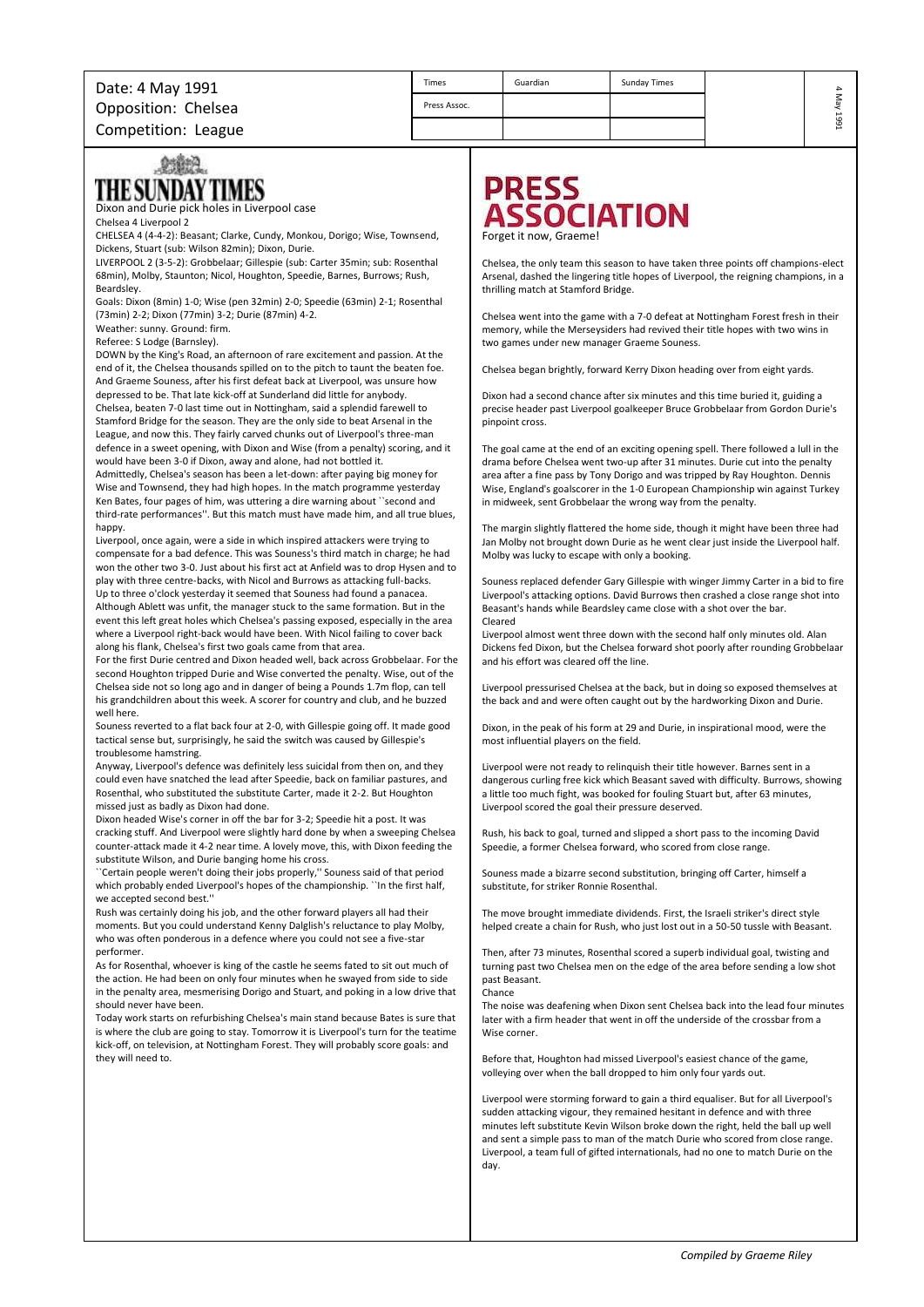Date: 4 May 1991
Opposition: Chelsea
Competition: League

| Times | Guardian | Sunday Times |
|---|---|---|
| Press Assoc. | | |
| | | |

4 May 1991

# THE SUNDAY TIMES

## Dixon and Durie pick holes in Liverpool case

Chelsea 4 Liverpool 2

CHELSEA 4 (4-4-2): Beasant; Clarke, Cundy, Monkou, Dorigo; Wise, Townsend, Dickens, Stuart (sub: Wilson 82min); Dixon, Durie.

LIVERPOOL 2 (3-5-2): Grobbelaar; Gillespie (sub: Carter 35min; sub: Rosenthal 68min), Molby, Staunton; Nicol, Houghton, Speedie, Barnes, Burrows; Rush, Beardsley.

Goals: Dixon (8min) 1-0; Wise (pen 32min) 2-0; Speedie (63min) 2-1; Rosenthal (73min) 2-2; Dixon (77min) 3-2; Durie (87min) 4-2.

Weather: sunny. Ground: firm.

Referee: S Lodge (Barnsley).

DOWN by the King's Road, an afternoon of rare excitement and passion. At the end of it, the Chelsea thousands spilled on to the pitch to taunt the beaten foe. And Graeme Souness, after his first defeat back at Liverpool, was unsure how depressed to be. That late kick-off at Sunderland did little for anybody.

Chelsea, beaten 7-0 last time out in Nottingham, said a splendid farewell to Stamford Bridge for the season. They are the only side to beat Arsenal in the League, and now this. They fairly carved chunks out of Liverpool's three-man defence in a sweet opening, with Dixon and Wise (from a penalty) scoring, and it would have been 3-0 if Dixon, away and alone, had not bottled it.

Admittedly, Chelsea's season has been a let-down: after paying big money for Wise and Townsend, they had high hopes. In the match programme yesterday Ken Bates, four pages of him, was uttering a dire warning about ``second and third-rate performances''. But this match must have made him, and all true blues, happy.

Liverpool, once again, were a side in which inspired attackers were trying to compensate for a bad defence. This was Souness's third match in charge; he had won the other two 3-0. Just about his first act at Anfield was to drop Hysen and to play with three centre-backs, with Nicol and Burrows as attacking full-backs. Up to three o'clock yesterday it seemed that Souness had found a panacea. Although Ablett was unfit, the manager stuck to the same formation. But in the event this left great holes which Chelsea's passing exposed, especially in the area where a Liverpool right-back would have been. With Nicol failing to cover back along his flank, Chelsea's first two goals came from that area.

For the first Durie centred and Dixon headed well, back across Grobbelaar. For the second Houghton tripped Durie and Wise converted the penalty. Wise, out of the Chelsea side not so long ago and in danger of being a Pounds 1.7m flop, can tell his grandchildren about this week. A scorer for country and club, and he buzzed well here.

Souness reverted to a flat back four at 2-0, with Gillespie going off. It made good tactical sense but, surprisingly, he said the switch was caused by Gillespie's troublesome hamstring.

Anyway, Liverpool's defence was definitely less suicidal from then on, and they could even have snatched the lead after Speedie, back on familiar pastures, and Rosenthal, who substituted the substitute Carter, made it 2-2. But Houghton missed just as badly as Dixon had done.

Dixon headed Wise's corner in off the bar for 3-2; Speedie hit a post. It was cracking stuff. And Liverpool were slightly hard done by when a sweeping Chelsea counter-attack made it 4-2 near time. A lovely move, this, with Dixon feeding the substitute Wilson, and Durie banging home his cross.

``Certain people weren't doing their jobs properly,'' Souness said of that period which probably ended Liverpool's hopes of the championship. ``In the first half, we accepted second best.''

Rush was certainly doing his job, and the other forward players all had their moments. But you could understand Kenny Dalglish's reluctance to play Molby, who was often ponderous in a defence where you could not see a five-star performer.

As for Rosenthal, whoever is king of the castle he seems fated to sit out much of the action. He had been on only four minutes when he swayed from side to side in the penalty area, mesmerising Dorigo and Stuart, and poking in a low drive that should never have been.

Today work starts on refurbishing Chelsea's main stand because Bates is sure that is where the club are going to stay. Tomorrow it is Liverpool's turn for the teatime kick-off, on television, at Nottingham Forest. They will probably score goals: and they will need to.

# PRESS ASSOCIATION

## Forget it now, Graeme!

Chelsea, the only team this season to have taken three points off champions-elect Arsenal, dashed the lingering title hopes of Liverpool, the reigning champions, in a thrilling match at Stamford Bridge.

Chelsea went into the game with a 7-0 defeat at Nottingham Forest fresh in their memory, while the Merseysiders had revived their title hopes with two wins in two games under new manager Graeme Souness.

Chelsea began brightly, forward Kerry Dixon heading over from eight yards.

Dixon had a second chance after six minutes and this time buried it, guiding a precise header past Liverpool goalkeeper Bruce Grobbelaar from Gordon Durie's pinpoint cross.

The goal came at the end of an exciting opening spell. There followed a lull in the drama before Chelsea went two-up after 31 minutes. Durie cut into the penalty area after a fine pass by Tony Dorigo and was tripped by Ray Houghton. Dennis Wise, England's goalscorer in the 1-0 European Championship win against Turkey in midweek, sent Grobbelaar the wrong way from the penalty.

The margin slightly flattered the home side, though it might have been three had Jan Molby not brought down Durie as he went clear just inside the Liverpool half. Molby was lucky to escape with only a booking.

Souness replaced defender Gary Gillespie with winger Jimmy Carter in a bid to fire Liverpool's attacking options. David Burrows then crashed a close range shot into Beasant's hands while Beardsley came close with a shot over the bar.

Cleared

Liverpool almost went three down with the second half only minutes old. Alan Dickens fed Dixon, but the Chelsea forward shot poorly after rounding Grobbelaar and his effort was cleared off the line.

Liverpool pressurised Chelsea at the back, but in doing so exposed themselves at the back and and were often caught out by the hardworking Dixon and Durie.

Dixon, in the peak of his form at 29 and Durie, in inspirational mood, were the most influential players on the field.

Liverpool were not ready to relinquish their title however. Barnes sent in a dangerous curling free kick which Beasant saved with difficulty. Burrows, showing a little too much fight, was booked for fouling Stuart but, after 63 minutes, Liverpool scored the goal their pressure deserved.

Rush, his back to goal, turned and slipped a short pass to the incoming David Speedie, a former Chelsea forward, who scored from close range.

Souness made a bizarre second substitution, bringing off Carter, himself a substitute, for striker Ronnie Rosenthal.

The move brought immediate dividends. First, the Israeli striker's direct style helped create a chain for Rush, who just lost out in a 50-50 tussle with Beasant.

Then, after 73 minutes, Rosenthal scored a superb individual goal, twisting and turning past two Chelsea men on the edge of the area before sending a low shot past Beasant.

Chance

The noise was deafening when Dixon sent Chelsea back into the lead four minutes later with a firm header that went in off the underside of the crossbar from a Wise corner.

Before that, Houghton had missed Liverpool's easiest chance of the game, volleying over when the ball dropped to him only four yards out.

Liverpool were storming forward to gain a third equaliser. But for all Liverpool's sudden attacking vigour, they remained hesitant in defence and with three minutes left substitute Kevin Wilson broke down the right, held the ball up well and sent a simple pass to man of the match Durie who scored from close range. Liverpool, a team full of gifted internationals, had no one to match Durie on the day.

*Compiled by Graeme Riley*